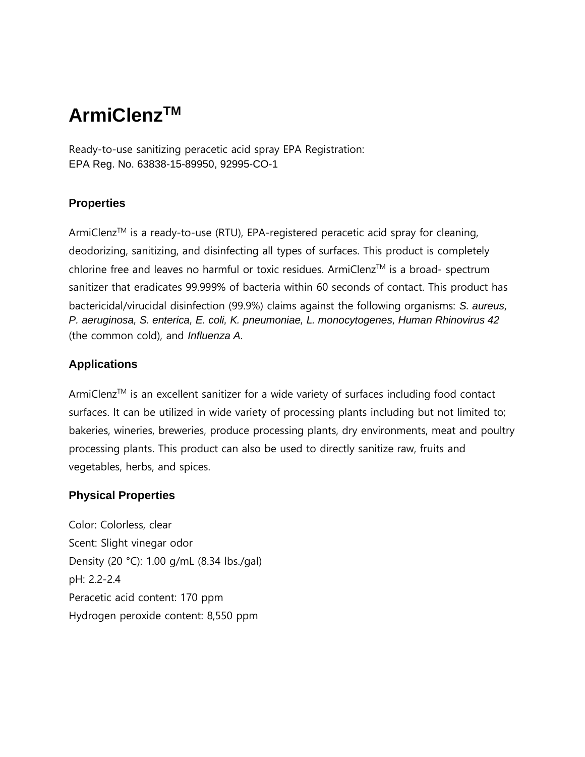# ArmiClenz™

Ready-to-use sanitizing peracetic acid spray EPA Registration:
EPA Reg. No. 63838-15-89950, 92995-CO-1

## Properties

ArmiClenz™ is a ready-to-use (RTU), EPA-registered peracetic acid spray for cleaning, deodorizing, sanitizing, and disinfecting all types of surfaces. This product is completely chlorine free and leaves no harmful or toxic residues. ArmiClenz™ is a broad- spectrum sanitizer that eradicates 99.999% of bacteria within 60 seconds of contact. This product has bactericidal/virucidal disinfection (99.9%) claims against the following organisms: *S. aureus*, *P. aeruginosa*, *S. enterica*, *E. coli*, *K. pneumoniae*, *L. monocytogenes*, *Human Rhinovirus 42* (the common cold), and *Influenza A*.

## Applications

ArmiClenz™ is an excellent sanitizer for a wide variety of surfaces including food contact surfaces. It can be utilized in wide variety of processing plants including but not limited to; bakeries, wineries, breweries, produce processing plants, dry environments, meat and poultry processing plants. This product can also be used to directly sanitize raw, fruits and vegetables, herbs, and spices.

## Physical Properties

Color: Colorless, clear
Scent: Slight vinegar odor
Density (20 °C): 1.00 g/mL (8.34 lbs./gal)
pH: 2.2-2.4
Peracetic acid content: 170 ppm
Hydrogen peroxide content: 8,550 ppm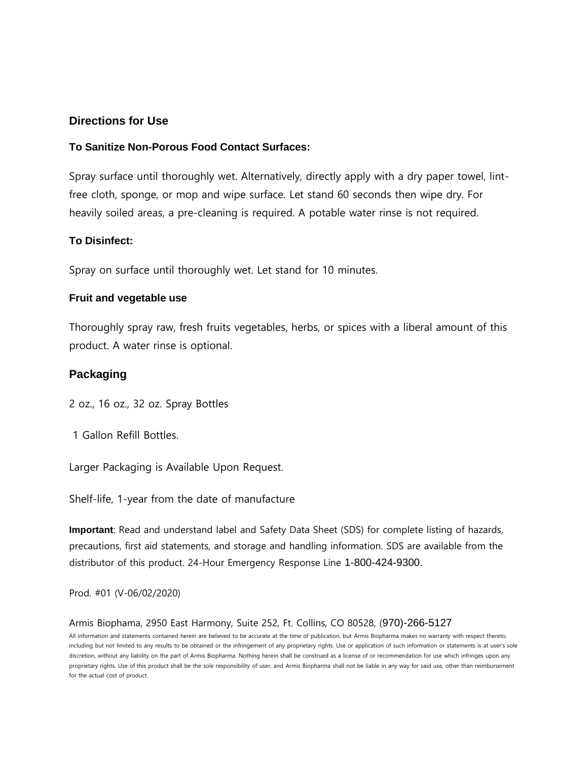## Directions for Use

### To Sanitize Non-Porous Food Contact Surfaces:

Spray surface until thoroughly wet. Alternatively, directly apply with a dry paper towel, lint-free cloth, sponge, or mop and wipe surface. Let stand 60 seconds then wipe dry. For heavily soiled areas, a pre-cleaning is required. A potable water rinse is not required.

### To Disinfect:

Spray on surface until thoroughly wet. Let stand for 10 minutes.

### Fruit and vegetable use

Thoroughly spray raw, fresh fruits vegetables, herbs, or spices with a liberal amount of this product. A water rinse is optional.

## Packaging

2 oz., 16 oz., 32 oz. Spray Bottles

1 Gallon Refill Bottles.

Larger Packaging is Available Upon Request.

Shelf-life, 1-year from the date of manufacture

**Important**: Read and understand label and Safety Data Sheet (SDS) for complete listing of hazards, precautions, first aid statements, and storage and handling information. SDS are available from the distributor of this product. 24-Hour Emergency Response Line 1-800-424-9300.

Prod. #01 (V-06/02/2020)

Armis Biophama, 2950 East Harmony, Suite 252, Ft. Collins, CO 80528, (970)-266-5127

All information and statements contained herein are believed to be accurate at the time of publication, but Armis Biopharma makes no warranty with respect thereto, including but not limited to any results to be obtained or the infringement of any proprietary rights. Use or application of such information or statements is at user's sole discretion, without any liability on the part of Armis Biopharma. Nothing herein shall be construed as a license of or recommendation for use which infringes upon any proprietary rights. Use of this product shall be the sole responsibility of user, and Armis Biopharma shall not be liable in any way for said use, other than reimbursement for the actual cost of product.